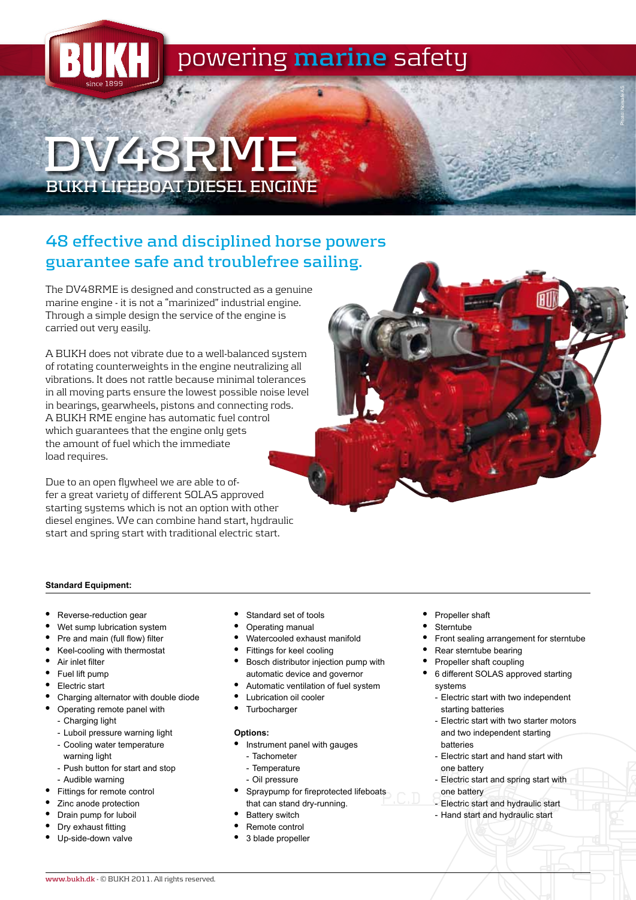powering marine safety

# DV48RME

## BUKH LIFEBOAT DIESEL ENGINE

## 48 effective and disciplined horse powers guarantee safe and troublefree sailing.

The DV48RME is designed and constructed as a genuine marine engine - it is not a "marinized" industrial engine. Through a simple design the service of the engine is carried out very easily.

A BUKH does not vibrate due to a well-balanced system of rotating counterweights in the engine neutralizing all vibrations. It does not rattle because minimal tolerances in all moving parts ensure the lowest possible noise level in bearings, gearwheels, pistons and connecting rods. A BUKH RME engine has automatic fuel control which guarantees that the engine only gets the amount of fuel which the immediate load requires.

Due to an open flywheel we are able to offer a great variety of different SOLAS approved starting systems which is not an option with other diesel engines. We can combine hand start, hydraulic start and spring start with traditional electric start.

**Standard Equipment:**

- Reverse-reduction gear
- Wet sump lubrication system
- Pre and main (full flow) filter
- Keel-cooling with thermostat
- Air inlet filter
- Fuel lift pump
- Electric start
- Charging alternator with double diode
- Operating remote panel with
  - Charging light
  - Luboil pressure warning light
  - Cooling water temperature warning light
  - Push button for start and stop
  - Audible warning
- Fittings for remote control
- Zinc anode protection
- Drain pump for luboil
- Dry exhaust fitting
- Up-side-down valve
- Standard set of tools
- Operating manual
- Watercooled exhaust manifold
- Fittings for keel cooling
- Bosch distributor injection pump with automatic device and governor
- Automatic ventilation of fuel system
- Lubrication oil cooler
- Turbocharger
- Propeller shaft
- Sterntube
- Front sealing arrangement for sterntube
- Rear sterntube bearing
- Propeller shaft coupling
- 6 different SOLAS approved starting systems
  - Electric start with two independent starting batteries
  - Electric start with two starter motors and two independent starting batteries
  - Electric start and hand start with one battery
  - Electric start and spring start with one battery
  - Electric start and hydraulic start
  - Hand start and hydraulic start

**Options:**

- Instrument panel with gauges
  - Tachometer
  - Temperature
  - Oil pressure
- Spraypump for fireprotected lifeboats that can stand dry-running.
- Battery switch
- Remote control
- 3 blade propeller

www.bukh.dk - © BUKH 2011. All rights reserved.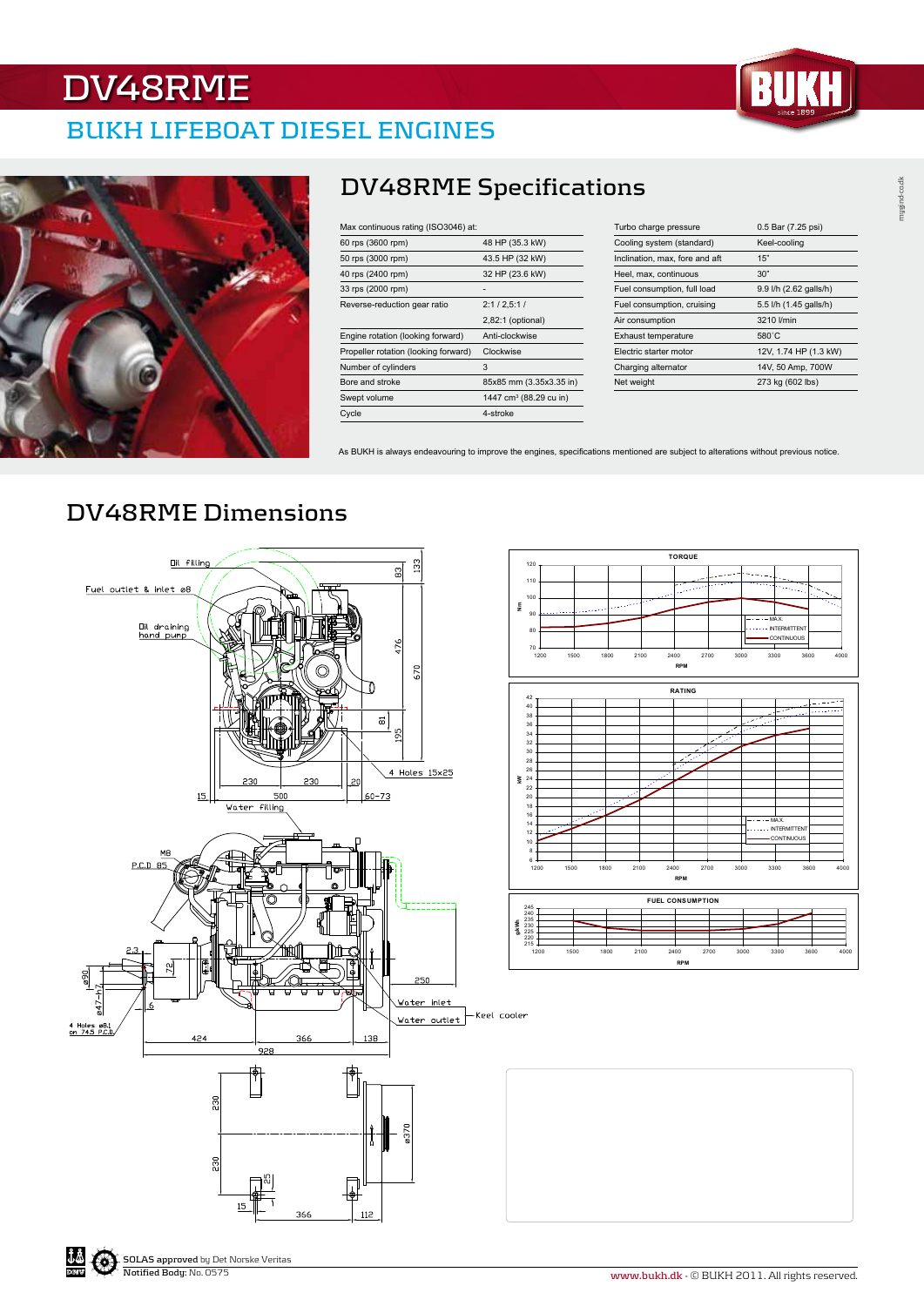# DV48RME

## BUKH LIFEBOAT DIESEL ENGINES

## DV48RME Specifications

| | |
|---|---|
| Max continuous rating (ISO3046) at: | |
| 60 rps (3600 rpm) | 48 HP (35.3 kW) |
| 50 rps (3000 rpm) | 43.5 HP (32 kW) |
| 40 rps (2400 rpm) | 32 HP (23.6 kW) |
| 33 rps (2000 rpm) | - |
| Reverse-reduction gear ratio | 2:1 / 2,5:1 / 2,82:1 (optional) |
| Engine rotation (looking forward) | Anti-clockwise |
| Propeller rotation (looking forward) | Clockwise |
| Number of cylinders | 3 |
| Bore and stroke | 85x85 mm (3.35x3.35 in) |
| Swept volume | 1447 cm³ (88.29 cu in) |
| Cycle | 4-stroke |

| | |
|---|---|
| Turbo charge pressure | 0.5 Bar (7.25 psi) |
| Cooling system (standard) | Keel-cooling |
| Inclination, max, fore and aft | 15° |
| Heel, max, continuous | 30° |
| Fuel consumption, full load | 9.9 l/h (2.62 galls/h) |
| Fuel consumption, cruising | 5.5 l/h (1.45 galls/h) |
| Air consumption | 3210 l/min |
| Exhaust temperature | 580°C |
| Electric starter motor | 12V, 1.74 HP (1.3 kW) |
| Charging alternator | 14V, 50 Amp, 700W |
| Net weight | 273 kg (602 lbs) |

As BUKH is always endeavouring to improve the engines, specifications mentioned are subject to alterations without previous notice.

## DV48RME Dimensions

Oil filling
Fuel outlet & inlet ø8
Oil draining hand pump
83
133
476
670
81
195
4 Holes 15x25
230
230
20
15
500
60-73
Water filling
M8
P.C.D 85
23
72
ø90
ø47-h7
6
4 Holes ø8,1 on 74,5 P.C.D.
250
Water inlet
Water outlet
Keel cooler
424
366
138
928
230
230
25
15
366
112
ø370

TORQUE
Nm
120
110
100
90
80
70
1200 1500 1800 2100 2400 2700 3000 3300 3600 4000
RPM
MAX.
INTERMITTENT
CONTINUOUS

RATING
kW
42 40 38 36 34 32 30 28 26 24 22 20 18 16 14 12 10 8 6
1200 1500 1800 2100 2400 2700 3000 3300 3600 4000
RPM
MAX.
INTERMITTENT
CONTINUOUS

FUEL CONSUMPTION
g/kWh
245 240 235 230 225 220 215
1200 1500 1800 2100 2400 2700 3000 3300 3600 4000
RPM

**SOLAS approved** by Det Norske Veritas
**Notified Body:** No. 0575

www.bukh.dk - © BUKH 2011. All rights reserved.